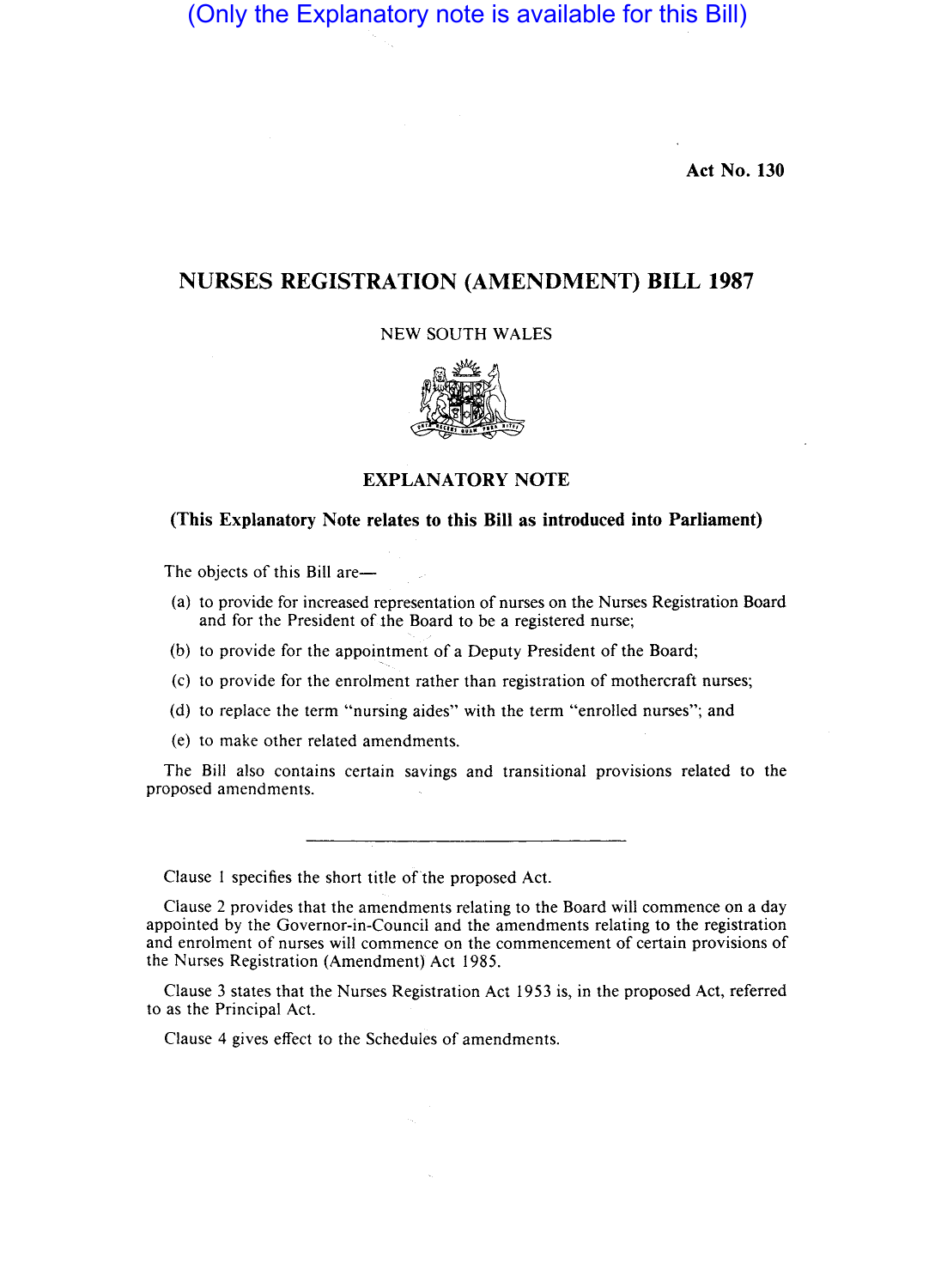(Only the Explanatory note is available for this Bill)

**Act No. 130**

# NURSES REGISTRATION (AMENDMENT) BILL 1987

NEW SOUTH WALES

## EXPLANATORY NOTE

**(This Explanatory Note relates to this Bill as introduced into Parliament)**

The objects of this Bill are—

(a) to provide for increased representation of nurses on the Nurses Registration Board and for the President of the Board to be a registered nurse;

(b) to provide for the appointment of a Deputy President of the Board;

(c) to provide for the enrolment rather than registration of mothercraft nurses;

(d) to replace the term "nursing aides" with the term "enrolled nurses"; and

(e) to make other related amendments.

The Bill also contains certain savings and transitional provisions related to the proposed amendments.

---

Clause 1 specifies the short title of the proposed Act.

Clause 2 provides that the amendments relating to the Board will commence on a day appointed by the Governor-in-Council and the amendments relating to the registration and enrolment of nurses will commence on the commencement of certain provisions of the Nurses Registration (Amendment) Act 1985.

Clause 3 states that the Nurses Registration Act 1953 is, in the proposed Act, referred to as the Principal Act.

Clause 4 gives effect to the Schedules of amendments.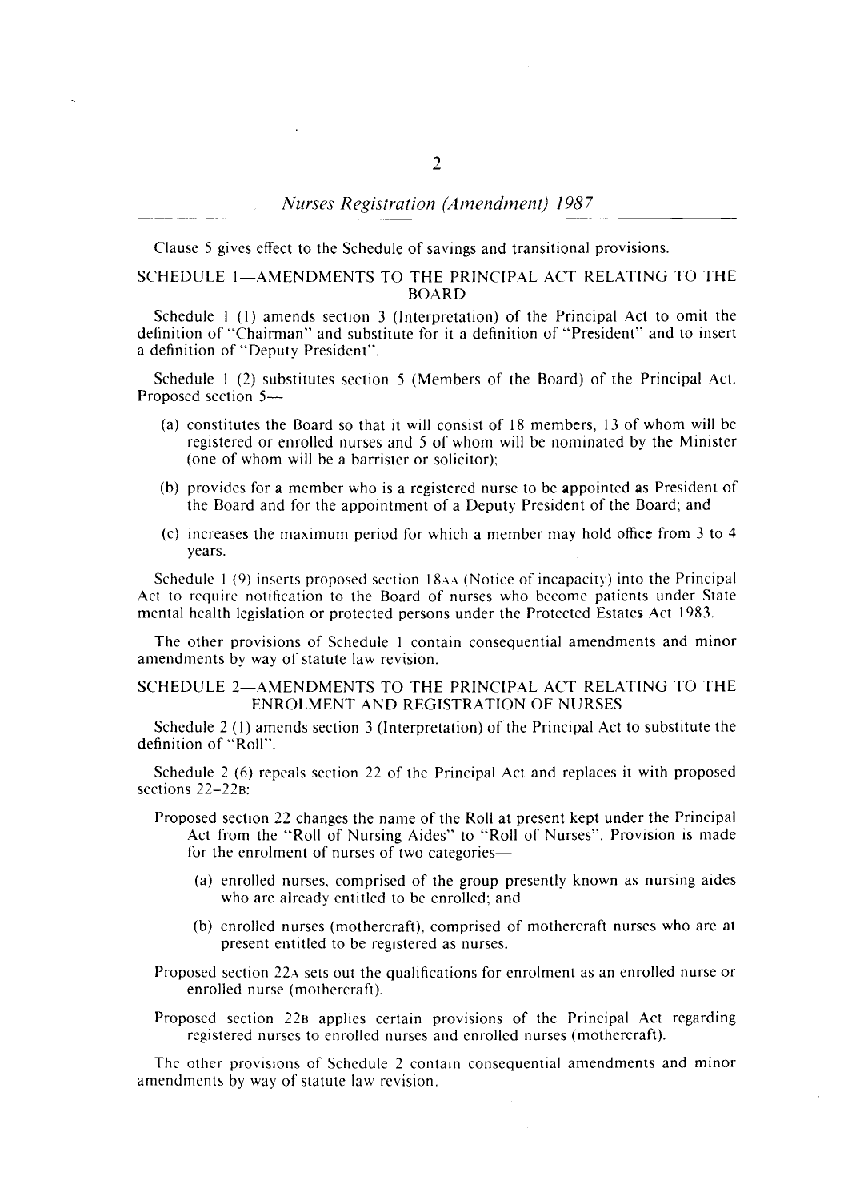Clause 5 gives effect to the Schedule of savings and transitional provisions.

## SCHEDULE 1—AMENDMENTS TO THE PRINCIPAL ACT RELATING TO THE BOARD

Schedule 1 (1) amends section 3 (Interpretation) of the Principal Act to omit the definition of "Chairman" and substitute for it a definition of "President" and to insert a definition of "Deputy President".

Schedule 1 (2) substitutes section 5 (Members of the Board) of the Principal Act. Proposed section 5—

- (a) constitutes the Board so that it will consist of 18 members, 13 of whom will be registered or enrolled nurses and 5 of whom will be nominated by the Minister (one of whom will be a barrister or solicitor);
- (b) provides for a member who is a registered nurse to be appointed as President of the Board and for the appointment of a Deputy President of the Board; and
- (c) increases the maximum period for which a member may hold office from 3 to 4 years.

Schedule 1 (9) inserts proposed section 18AA (Notice of incapacity) into the Principal Act to require notification to the Board of nurses who become patients under State mental health legislation or protected persons under the Protected Estates Act 1983.

The other provisions of Schedule 1 contain consequential amendments and minor amendments by way of statute law revision.

## SCHEDULE 2—AMENDMENTS TO THE PRINCIPAL ACT RELATING TO THE ENROLMENT AND REGISTRATION OF NURSES

Schedule 2 (1) amends section 3 (Interpretation) of the Principal Act to substitute the definition of "Roll".

Schedule 2 (6) repeals section 22 of the Principal Act and replaces it with proposed sections 22–22B:

Proposed section 22 changes the name of the Roll at present kept under the Principal Act from the "Roll of Nursing Aides" to "Roll of Nurses". Provision is made for the enrolment of nurses of two categories—

- (a) enrolled nurses, comprised of the group presently known as nursing aides who are already entitled to be enrolled; and
- (b) enrolled nurses (mothercraft), comprised of mothercraft nurses who are at present entitled to be registered as nurses.

Proposed section 22A sets out the qualifications for enrolment as an enrolled nurse or enrolled nurse (mothercraft).

Proposed section 22B applies certain provisions of the Principal Act regarding registered nurses to enrolled nurses and enrolled nurses (mothercraft).

The other provisions of Schedule 2 contain consequential amendments and minor amendments by way of statute law revision.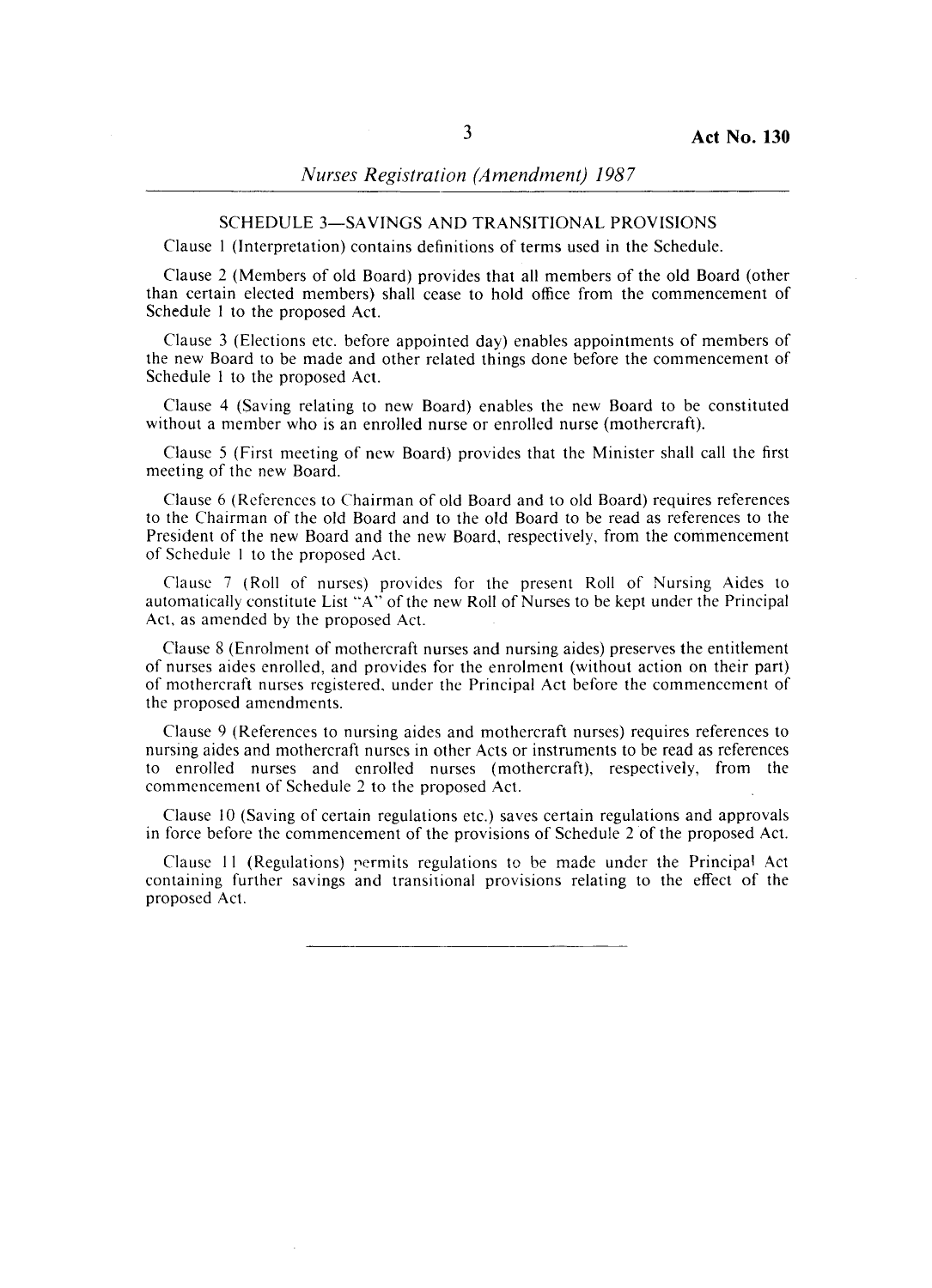## SCHEDULE 3—SAVINGS AND TRANSITIONAL PROVISIONS

Clause 1 (Interpretation) contains definitions of terms used in the Schedule.

Clause 2 (Members of old Board) provides that all members of the old Board (other than certain elected members) shall cease to hold office from the commencement of Schedule 1 to the proposed Act.

Clause 3 (Elections etc. before appointed day) enables appointments of members of the new Board to be made and other related things done before the commencement of Schedule 1 to the proposed Act.

Clause 4 (Saving relating to new Board) enables the new Board to be constituted without a member who is an enrolled nurse or enrolled nurse (mothercraft).

Clause 5 (First meeting of new Board) provides that the Minister shall call the first meeting of the new Board.

Clause 6 (References to Chairman of old Board and to old Board) requires references to the Chairman of the old Board and to the old Board to be read as references to the President of the new Board and the new Board, respectively, from the commencement of Schedule 1 to the proposed Act.

Clause 7 (Roll of nurses) provides for the present Roll of Nursing Aides to automatically constitute List "A" of the new Roll of Nurses to be kept under the Principal Act, as amended by the proposed Act.

Clause 8 (Enrolment of mothercraft nurses and nursing aides) preserves the entitlement of nurses aides enrolled, and provides for the enrolment (without action on their part) of mothercraft nurses registered, under the Principal Act before the commencement of the proposed amendments.

Clause 9 (References to nursing aides and mothercraft nurses) requires references to nursing aides and mothercraft nurses in other Acts or instruments to be read as references to enrolled nurses and enrolled nurses (mothercraft), respectively, from the commencement of Schedule 2 to the proposed Act.

Clause 10 (Saving of certain regulations etc.) saves certain regulations and approvals in force before the commencement of the provisions of Schedule 2 of the proposed Act.

Clause 11 (Regulations) permits regulations to be made under the Principal Act containing further savings and transitional provisions relating to the effect of the proposed Act.